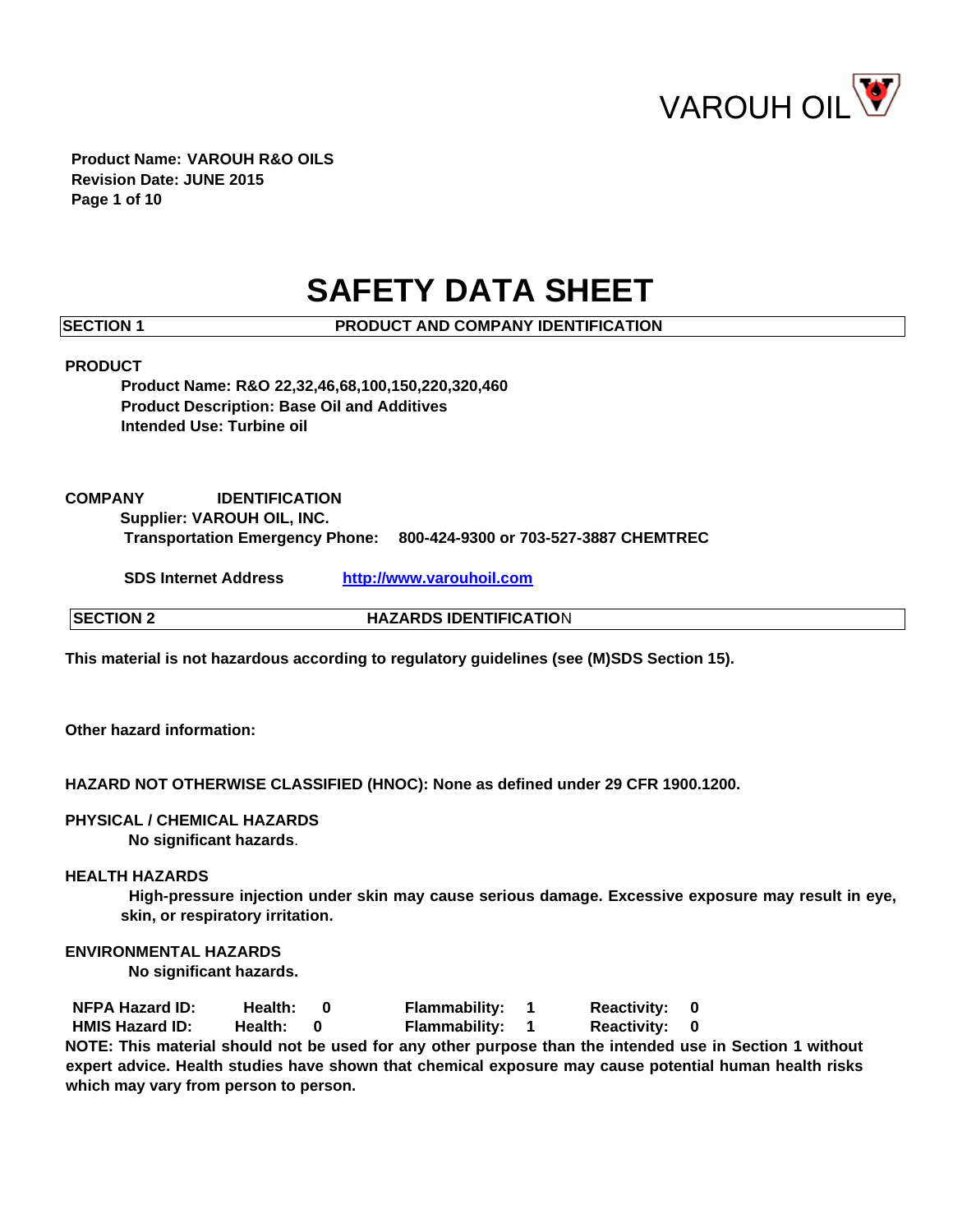VAROUH OIL

**Product Name: VAROUH R&O OILS**
**Revision Date: JUNE 2015**

# SAFETY DATA SHEET

## SECTION 1 PRODUCT AND COMPANY IDENTIFICATION

**PRODUCT**

**Product Name: R&O 22,32,46,68,100,150,220,320,460**
**Product Description: Base Oil and Additives**
**Intended Use: Turbine oil**

**COMPANY IDENTIFICATION**

**Supplier: VAROUH OIL, INC.**
**Transportation Emergency Phone: 800-424-9300 or 703-527-3887 CHEMTREC**

**SDS Internet Address** http://www.varouhoil.com

## SECTION 2 HAZARDS IDENTIFICATION

**This material is not hazardous according to regulatory guidelines (see (M)SDS Section 15).**

**Other hazard information:**

**HAZARD NOT OTHERWISE CLASSIFIED (HNOC): None as defined under 29 CFR 1900.1200.**

**PHYSICAL / CHEMICAL HAZARDS**

**No significant hazards**.

**HEALTH HAZARDS**

**High-pressure injection under skin may cause serious damage. Excessive exposure may result in eye, skin, or respiratory irritation.**

**ENVIRONMENTAL HAZARDS**

**No significant hazards.**

| | | | |
|---|---|---|---|
| **NFPA Hazard ID:** | **Health: 0** | **Flammability: 1** | **Reactivity: 0** |
| **HMIS Hazard ID:** | **Health: 0** | **Flammability: 1** | **Reactivity: 0** |

**NOTE: This material should not be used for any other purpose than the intended use in Section 1 without expert advice. Health studies have shown that chemical exposure may cause potential human health risks which may vary from person to person.**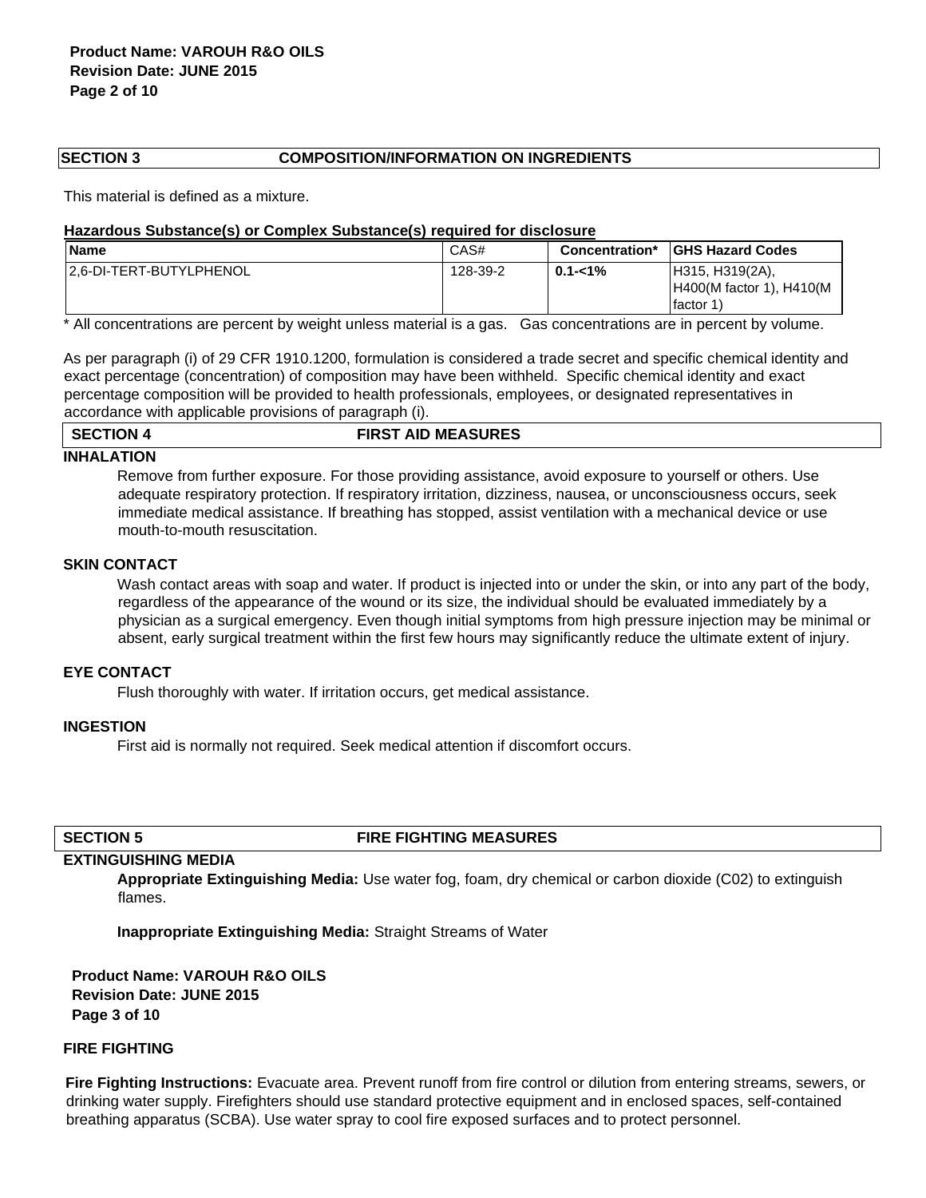## SECTION 3 COMPOSITION/INFORMATION ON INGREDIENTS

This material is defined as a mixture.

**Hazardous Substance(s) or Complex Substance(s) required for disclosure**

| Name | CAS# | Concentration* | GHS Hazard Codes |
| --- | --- | --- | --- |
| 2,6-DI-TERT-BUTYLPHENOL | 128-39-2 | **0.1-<1%** | H315, H319(2A), H400(M factor 1), H410(M factor 1) |

\* All concentrations are percent by weight unless material is a gas. Gas concentrations are in percent by volume.

As per paragraph (i) of 29 CFR 1910.1200, formulation is considered a trade secret and specific chemical identity and exact percentage (concentration) of composition may have been withheld. Specific chemical identity and exact percentage composition will be provided to health professionals, employees, or designated representatives in accordance with applicable provisions of paragraph (i).

## SECTION 4 FIRST AID MEASURES

### INHALATION

Remove from further exposure. For those providing assistance, avoid exposure to yourself or others. Use adequate respiratory protection. If respiratory irritation, dizziness, nausea, or unconsciousness occurs, seek immediate medical assistance. If breathing has stopped, assist ventilation with a mechanical device or use mouth-to-mouth resuscitation.

### SKIN CONTACT

Wash contact areas with soap and water. If product is injected into or under the skin, or into any part of the body, regardless of the appearance of the wound or its size, the individual should be evaluated immediately by a physician as a surgical emergency. Even though initial symptoms from high pressure injection may be minimal or absent, early surgical treatment within the first few hours may significantly reduce the ultimate extent of injury.

### EYE CONTACT

Flush thoroughly with water. If irritation occurs, get medical assistance.

### INGESTION

First aid is normally not required. Seek medical attention if discomfort occurs.

## SECTION 5 FIRE FIGHTING MEASURES

### EXTINGUISHING MEDIA

**Appropriate Extinguishing Media:** Use water fog, foam, dry chemical or carbon dioxide (C02) to extinguish flames.

**Inappropriate Extinguishing Media:** Straight Streams of Water

### FIRE FIGHTING

**Fire Fighting Instructions:** Evacuate area. Prevent runoff from fire control or dilution from entering streams, sewers, or drinking water supply. Firefighters should use standard protective equipment and in enclosed spaces, self-contained breathing apparatus (SCBA). Use water spray to cool fire exposed surfaces and to protect personnel.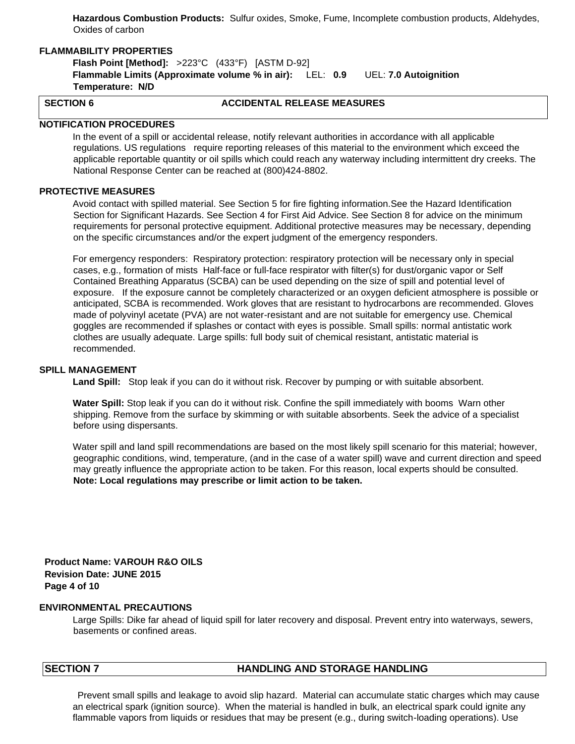**Hazardous Combustion Products:** Sulfur oxides, Smoke, Fume, Incomplete combustion products, Aldehydes, Oxides of carbon

### FLAMMABILITY PROPERTIES

**Flash Point [Method]:** >223°C (433°F) [ASTM D-92]
**Flammable Limits (Approximate volume % in air):** LEL: **0.9** UEL: **7.0 Autoignition Temperature: N/D**

## SECTION 6 ACCIDENTAL RELEASE MEASURES

### NOTIFICATION PROCEDURES

In the event of a spill or accidental release, notify relevant authorities in accordance with all applicable regulations. US regulations require reporting releases of this material to the environment which exceed the applicable reportable quantity or oil spills which could reach any waterway including intermittent dry creeks. The National Response Center can be reached at (800)424-8802.

### PROTECTIVE MEASURES

Avoid contact with spilled material. See Section 5 for fire fighting information.See the Hazard Identification Section for Significant Hazards. See Section 4 for First Aid Advice. See Section 8 for advice on the minimum requirements for personal protective equipment. Additional protective measures may be necessary, depending on the specific circumstances and/or the expert judgment of the emergency responders.

For emergency responders: Respiratory protection: respiratory protection will be necessary only in special cases, e.g., formation of mists Half-face or full-face respirator with filter(s) for dust/organic vapor or Self Contained Breathing Apparatus (SCBA) can be used depending on the size of spill and potential level of exposure. If the exposure cannot be completely characterized or an oxygen deficient atmosphere is possible or anticipated, SCBA is recommended. Work gloves that are resistant to hydrocarbons are recommended. Gloves made of polyvinyl acetate (PVA) are not water-resistant and are not suitable for emergency use. Chemical goggles are recommended if splashes or contact with eyes is possible. Small spills: normal antistatic work clothes are usually adequate. Large spills: full body suit of chemical resistant, antistatic material is recommended.

### SPILL MANAGEMENT

**Land Spill:** Stop leak if you can do it without risk. Recover by pumping or with suitable absorbent.

**Water Spill:** Stop leak if you can do it without risk. Confine the spill immediately with booms Warn other shipping. Remove from the surface by skimming or with suitable absorbents. Seek the advice of a specialist before using dispersants.

Water spill and land spill recommendations are based on the most likely spill scenario for this material; however, geographic conditions, wind, temperature, (and in the case of a water spill) wave and current direction and speed may greatly influence the appropriate action to be taken. For this reason, local experts should be consulted. **Note: Local regulations may prescribe or limit action to be taken.**

### ENVIRONMENTAL PRECAUTIONS

Large Spills: Dike far ahead of liquid spill for later recovery and disposal. Prevent entry into waterways, sewers, basements or confined areas.

## SECTION 7 HANDLING AND STORAGE HANDLING

Prevent small spills and leakage to avoid slip hazard. Material can accumulate static charges which may cause an electrical spark (ignition source). When the material is handled in bulk, an electrical spark could ignite any flammable vapors from liquids or residues that may be present (e.g., during switch-loading operations). Use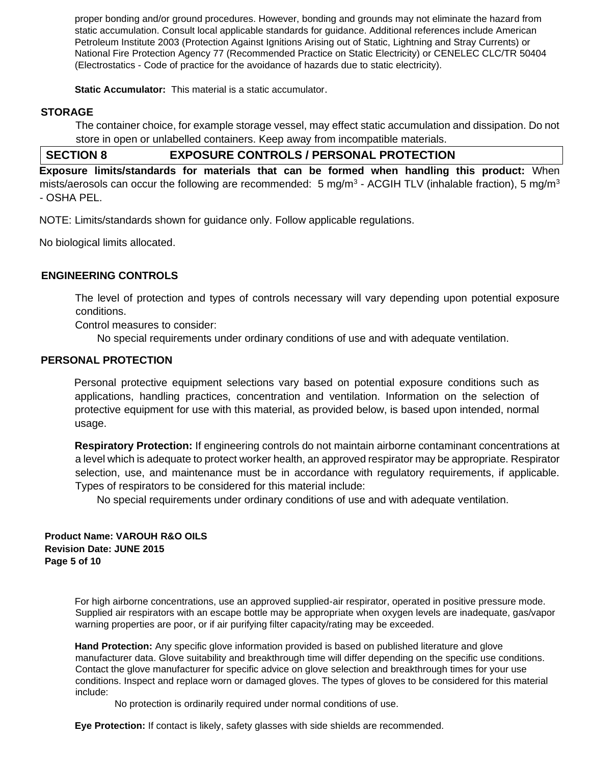proper bonding and/or ground procedures. However, bonding and grounds may not eliminate the hazard from static accumulation. Consult local applicable standards for guidance. Additional references include American Petroleum Institute 2003 (Protection Against Ignitions Arising out of Static, Lightning and Stray Currents) or National Fire Protection Agency 77 (Recommended Practice on Static Electricity) or CENELEC CLC/TR 50404 (Electrostatics - Code of practice for the avoidance of hazards due to static electricity).

**Static Accumulator:** This material is a static accumulator.

### STORAGE

The container choice, for example storage vessel, may effect static accumulation and dissipation. Do not store in open or unlabelled containers. Keep away from incompatible materials.

## SECTION 8 EXPOSURE CONTROLS / PERSONAL PROTECTION

**Exposure limits/standards for materials that can be formed when handling this product:** When mists/aerosols can occur the following are recommended: 5 $mg/m^3$ - ACGIH TLV (inhalable fraction), 5 $mg/m^3$ - OSHA PEL.

NOTE: Limits/standards shown for guidance only. Follow applicable regulations.

No biological limits allocated.

### ENGINEERING CONTROLS

The level of protection and types of controls necessary will vary depending upon potential exposure conditions.

Control measures to consider:

No special requirements under ordinary conditions of use and with adequate ventilation.

### PERSONAL PROTECTION

Personal protective equipment selections vary based on potential exposure conditions such as applications, handling practices, concentration and ventilation. Information on the selection of protective equipment for use with this material, as provided below, is based upon intended, normal usage.

**Respiratory Protection:** If engineering controls do not maintain airborne contaminant concentrations at a level which is adequate to protect worker health, an approved respirator may be appropriate. Respirator selection, use, and maintenance must be in accordance with regulatory requirements, if applicable. Types of respirators to be considered for this material include:

No special requirements under ordinary conditions of use and with adequate ventilation.

For high airborne concentrations, use an approved supplied-air respirator, operated in positive pressure mode. Supplied air respirators with an escape bottle may be appropriate when oxygen levels are inadequate, gas/vapor warning properties are poor, or if air purifying filter capacity/rating may be exceeded.

**Hand Protection:** Any specific glove information provided is based on published literature and glove manufacturer data. Glove suitability and breakthrough time will differ depending on the specific use conditions. Contact the glove manufacturer for specific advice on glove selection and breakthrough times for your use conditions. Inspect and replace worn or damaged gloves. The types of gloves to be considered for this material include:

No protection is ordinarily required under normal conditions of use.

**Eye Protection:** If contact is likely, safety glasses with side shields are recommended.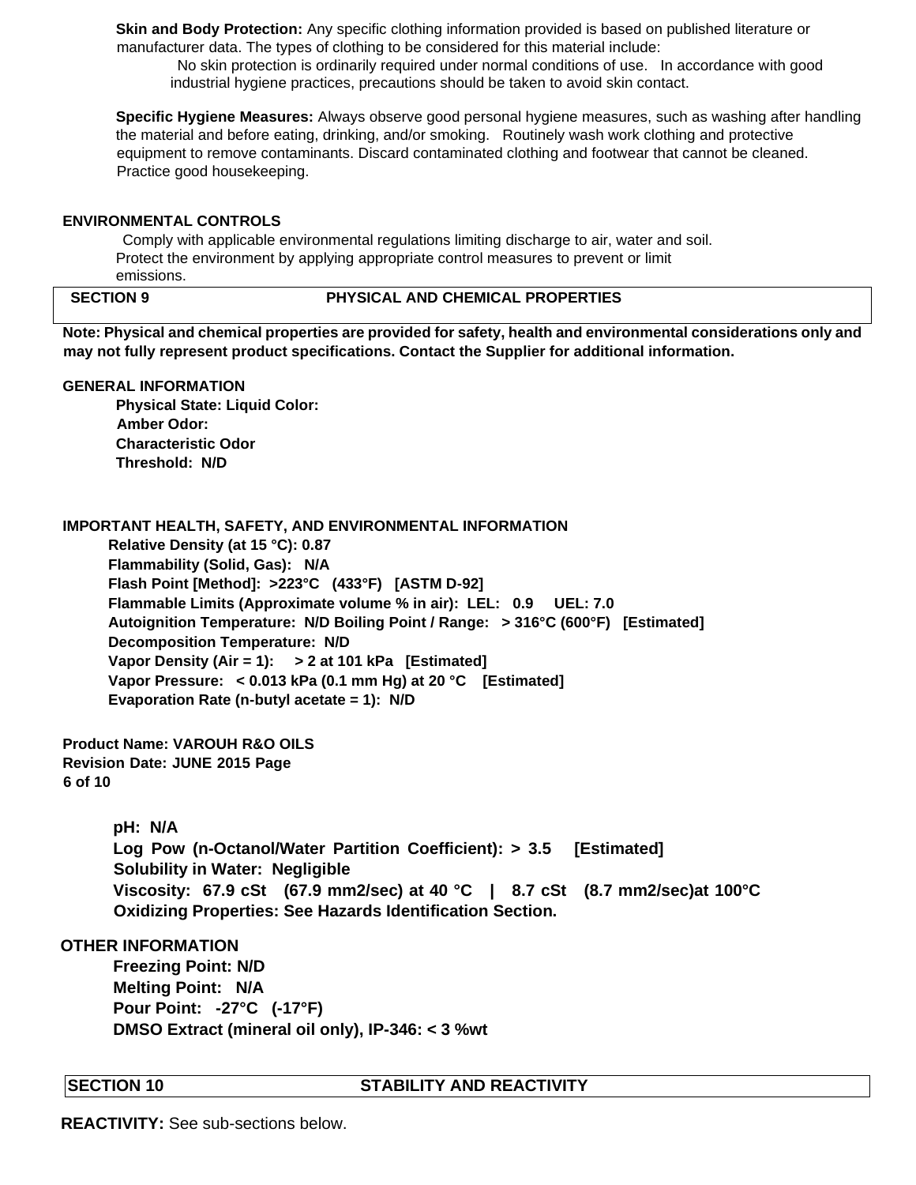**Skin and Body Protection:** Any specific clothing information provided is based on published literature or manufacturer data. The types of clothing to be considered for this material include:

No skin protection is ordinarily required under normal conditions of use. In accordance with good industrial hygiene practices, precautions should be taken to avoid skin contact.

**Specific Hygiene Measures:** Always observe good personal hygiene measures, such as washing after handling the material and before eating, drinking, and/or smoking. Routinely wash work clothing and protective equipment to remove contaminants. Discard contaminated clothing and footwear that cannot be cleaned. Practice good housekeeping.

**ENVIRONMENTAL CONTROLS**

Comply with applicable environmental regulations limiting discharge to air, water and soil. Protect the environment by applying appropriate control measures to prevent or limit emissions.

## SECTION 9 PHYSICAL AND CHEMICAL PROPERTIES

**Note: Physical and chemical properties are provided for safety, health and environmental considerations only and may not fully represent product specifications. Contact the Supplier for additional information.**

**GENERAL INFORMATION**

**Physical State: Liquid Color:**
**Amber Odor:**
**Characteristic Odor**
**Threshold: N/D**

**IMPORTANT HEALTH, SAFETY, AND ENVIRONMENTAL INFORMATION**

**Relative Density (at 15 °C): 0.87**
**Flammability (Solid, Gas): N/A**
**Flash Point [Method]: >223°C (433°F) [ASTM D-92]**
**Flammable Limits (Approximate volume % in air): LEL: 0.9 UEL: 7.0**
**Autoignition Temperature: N/D Boiling Point / Range: > 316°C (600°F) [Estimated]**
**Decomposition Temperature: N/D**
**Vapor Density (Air = 1): > 2 at 101 kPa [Estimated]**
**Vapor Pressure: < 0.013 kPa (0.1 mm Hg) at 20 °C [Estimated]**
**Evaporation Rate (n-butyl acetate = 1): N/D**

**Product Name: VAROUH R&O OILS**
**Revision Date: JUNE 2015**

**pH: N/A**
**Log Pow (n-Octanol/Water Partition Coefficient): > 3.5 [Estimated]**
**Solubility in Water: Negligible**
**Viscosity: 67.9 cSt (67.9 mm2/sec) at 40 °C | 8.7 cSt (8.7 mm2/sec)at 100°C**
**Oxidizing Properties: See Hazards Identification Section.**

**OTHER INFORMATION**

**Freezing Point: N/D**
**Melting Point: N/A**
**Pour Point: -27°C (-17°F)**
**DMSO Extract (mineral oil only), IP-346: < 3 %wt**

## SECTION 10 STABILITY AND REACTIVITY

**REACTIVITY:** See sub-sections below.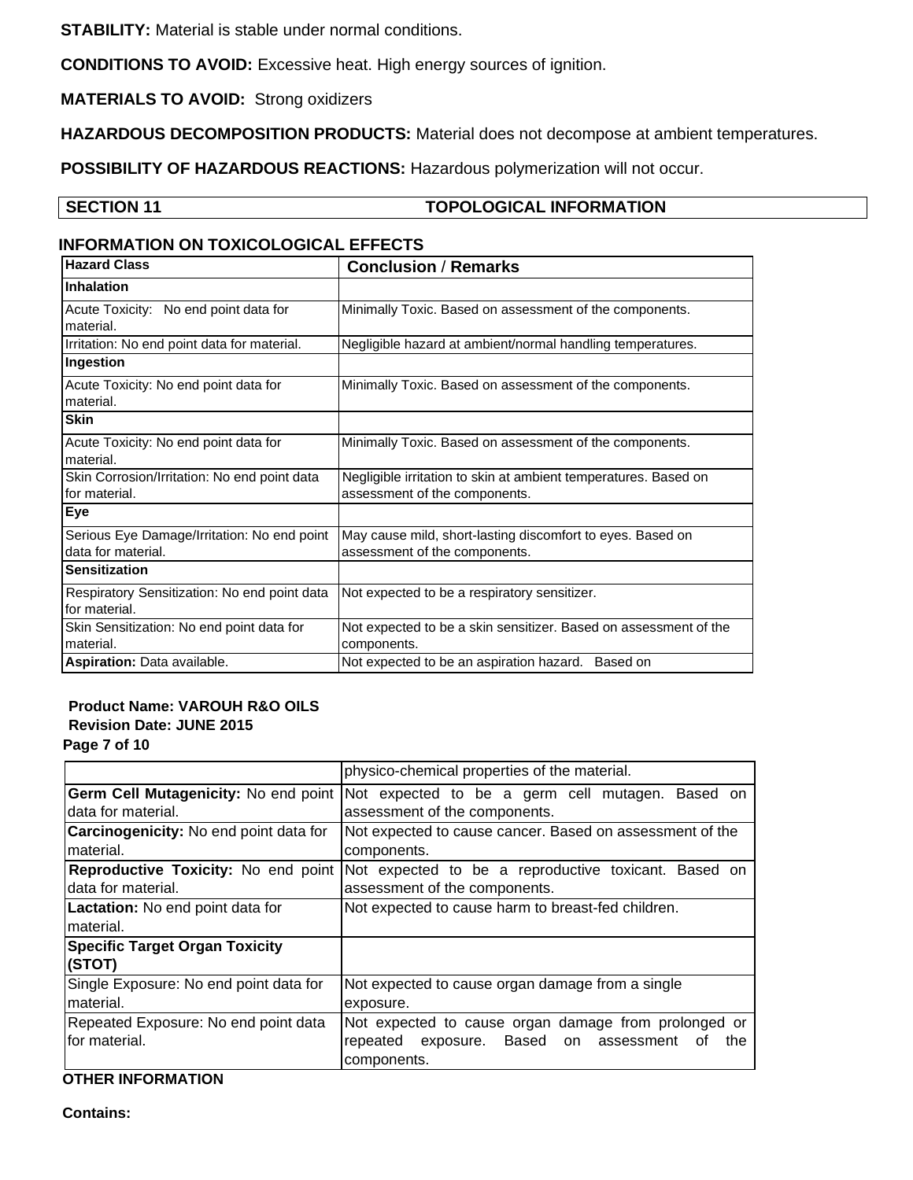**STABILITY:** Material is stable under normal conditions.

**CONDITIONS TO AVOID:** Excessive heat. High energy sources of ignition.

**MATERIALS TO AVOID:** Strong oxidizers

**HAZARDOUS DECOMPOSITION PRODUCTS:** Material does not decompose at ambient temperatures.

**POSSIBILITY OF HAZARDOUS REACTIONS:** Hazardous polymerization will not occur.

## SECTION 11 TOPOLOGICAL INFORMATION

### INFORMATION ON TOXICOLOGICAL EFFECTS

| Hazard Class | Conclusion / Remarks |
|---|---|
| **Inhalation** | |
| Acute Toxicity: No end point data for material. | Minimally Toxic. Based on assessment of the components. |
| Irritation: No end point data for material. | Negligible hazard at ambient/normal handling temperatures. |
| **Ingestion** | |
| Acute Toxicity: No end point data for material. | Minimally Toxic. Based on assessment of the components. |
| **Skin** | |
| Acute Toxicity: No end point data for material. | Minimally Toxic. Based on assessment of the components. |
| Skin Corrosion/Irritation: No end point data for material. | Negligible irritation to skin at ambient temperatures. Based on assessment of the components. |
| **Eye** | |
| Serious Eye Damage/Irritation: No end point data for material. | May cause mild, short-lasting discomfort to eyes. Based on assessment of the components. |
| **Sensitization** | |
| Respiratory Sensitization: No end point data for material. | Not expected to be a respiratory sensitizer. |
| Skin Sensitization: No end point data for material. | Not expected to be a skin sensitizer. Based on assessment of the components. |
| **Aspiration:** Data available. | Not expected to be an aspiration hazard. Based on physico-chemical properties of the material. |
| **Germ Cell Mutagenicity:** No end point data for material. | Not expected to be a germ cell mutagen. Based on assessment of the components. |
| **Carcinogenicity:** No end point data for material. | Not expected to cause cancer. Based on assessment of the components. |
| **Reproductive Toxicity:** No end point data for material. | Not expected to be a reproductive toxicant. Based on assessment of the components. |
| **Lactation:** No end point data for material. | Not expected to cause harm to breast-fed children. |
| **Specific Target Organ Toxicity (STOT)** | |
| Single Exposure: No end point data for material. | Not expected to cause organ damage from a single exposure. |
| Repeated Exposure: No end point data for material. | Not expected to cause organ damage from prolonged or repeated exposure. Based on assessment of the components. |

**OTHER INFORMATION**

**Contains:**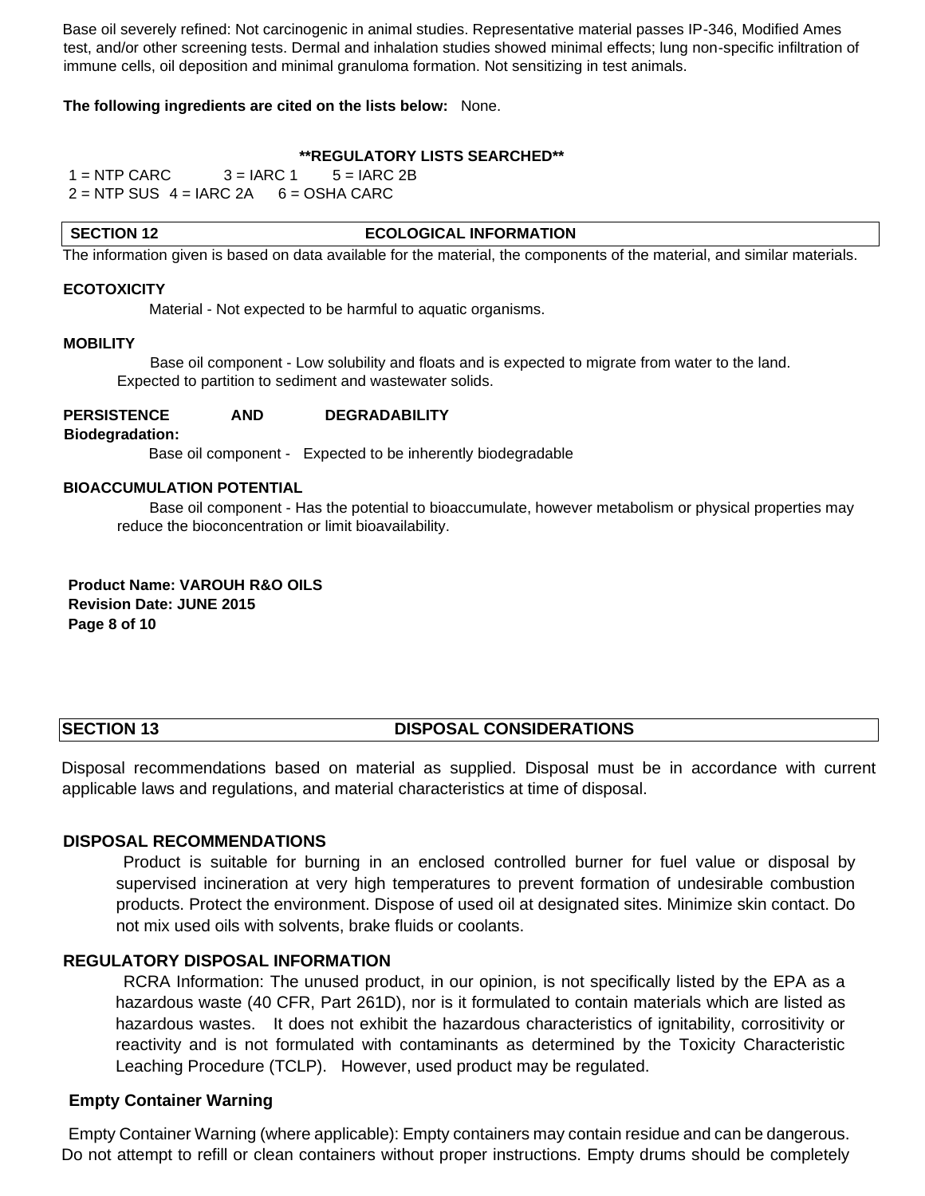Base oil severely refined: Not carcinogenic in animal studies. Representative material passes IP-346, Modified Ames test, and/or other screening tests. Dermal and inhalation studies showed minimal effects; lung non-specific infiltration of immune cells, oil deposition and minimal granuloma formation. Not sensitizing in test animals.

**The following ingredients are cited on the lists below:** None.

**\*\*REGULATORY LISTS SEARCHED\*\***

1 = NTP CARC 3 = IARC 1 5 = IARC 2B
2 = NTP SUS 4 = IARC 2A 6 = OSHA CARC

## SECTION 12 ECOLOGICAL INFORMATION

The information given is based on data available for the material, the components of the material, and similar materials.

**ECOTOXICITY**

Material - Not expected to be harmful to aquatic organisms.

**MOBILITY**

Base oil component - Low solubility and floats and is expected to migrate from water to the land. Expected to partition to sediment and wastewater solids.

**PERSISTENCE AND DEGRADABILITY**

**Biodegradation:**

Base oil component - Expected to be inherently biodegradable

**BIOACCUMULATION POTENTIAL**

Base oil component - Has the potential to bioaccumulate, however metabolism or physical properties may reduce the bioconcentration or limit bioavailability.

**Product Name: VAROUH R&O OILS**
**Revision Date: JUNE 2015**

## SECTION 13 DISPOSAL CONSIDERATIONS

Disposal recommendations based on material as supplied. Disposal must be in accordance with current applicable laws and regulations, and material characteristics at time of disposal.

**DISPOSAL RECOMMENDATIONS**

Product is suitable for burning in an enclosed controlled burner for fuel value or disposal by supervised incineration at very high temperatures to prevent formation of undesirable combustion products. Protect the environment. Dispose of used oil at designated sites. Minimize skin contact. Do not mix used oils with solvents, brake fluids or coolants.

**REGULATORY DISPOSAL INFORMATION**

RCRA Information: The unused product, in our opinion, is not specifically listed by the EPA as a hazardous waste (40 CFR, Part 261D), nor is it formulated to contain materials which are listed as hazardous wastes. It does not exhibit the hazardous characteristics of ignitability, corrositivity or reactivity and is not formulated with contaminants as determined by the Toxicity Characteristic Leaching Procedure (TCLP). However, used product may be regulated.

**Empty Container Warning**

Empty Container Warning (where applicable): Empty containers may contain residue and can be dangerous. Do not attempt to refill or clean containers without proper instructions. Empty drums should be completely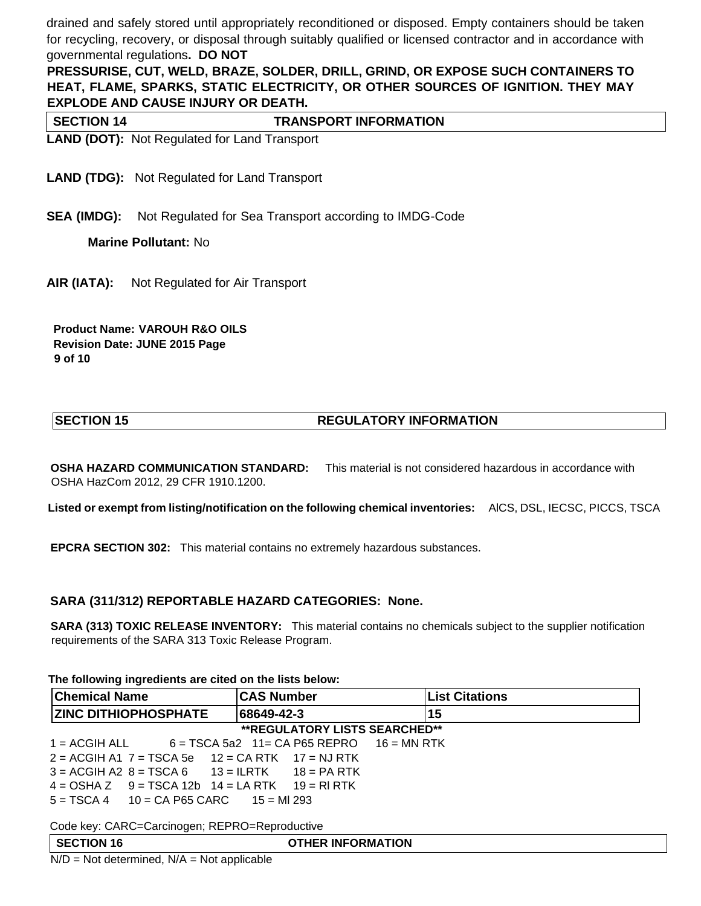drained and safely stored until appropriately reconditioned or disposed. Empty containers should be taken for recycling, recovery, or disposal through suitably qualified or licensed contractor and in accordance with governmental regulations**. DO NOT PRESSURISE, CUT, WELD, BRAZE, SOLDER, DRILL, GRIND, OR EXPOSE SUCH CONTAINERS TO HEAT, FLAME, SPARKS, STATIC ELECTRICITY, OR OTHER SOURCES OF IGNITION. THEY MAY EXPLODE AND CAUSE INJURY OR DEATH.**

## SECTION 14 TRANSPORT INFORMATION

**LAND (DOT):** Not Regulated for Land Transport

**LAND (TDG):** Not Regulated for Land Transport

**SEA (IMDG):** Not Regulated for Sea Transport according to IMDG-Code

**Marine Pollutant:** No

**AIR (IATA):** Not Regulated for Air Transport

## SECTION 15 REGULATORY INFORMATION

**OSHA HAZARD COMMUNICATION STANDARD:** This material is not considered hazardous in accordance with OSHA HazCom 2012, 29 CFR 1910.1200.

**Listed or exempt from listing/notification on the following chemical inventories:** AICS, DSL, IECSC, PICCS, TSCA

**EPCRA SECTION 302:** This material contains no extremely hazardous substances.

**SARA (311/312) REPORTABLE HAZARD CATEGORIES: None.**

**SARA (313) TOXIC RELEASE INVENTORY:** This material contains no chemicals subject to the supplier notification requirements of the SARA 313 Toxic Release Program.

**The following ingredients are cited on the lists below:**

| Chemical Name | CAS Number | List Citations |
|---|---|---|
| ZINC DITHIOPHOSPHATE | 68649-42-3 | 15 |

**\*\*REGULATORY LISTS SEARCHED\*\***

1 = ACGIH ALL 6 = TSCA 5a2 11= CA P65 REPRO 16 = MN RTK
2 = ACGIH A1 7 = TSCA 5e 12 = CA RTK 17 = NJ RTK
3 = ACGIH A2 8 = TSCA 6 13 = ILRTK 18 = PA RTK
4 = OSHA Z 9 = TSCA 12b 14 = LA RTK 19 = RI RTK
5 = TSCA 4 10 = CA P65 CARC 15 = MI 293

Code key: CARC=Carcinogen; REPRO=Reproductive

## SECTION 16 OTHER INFORMATION

N/D = Not determined, N/A = Not applicable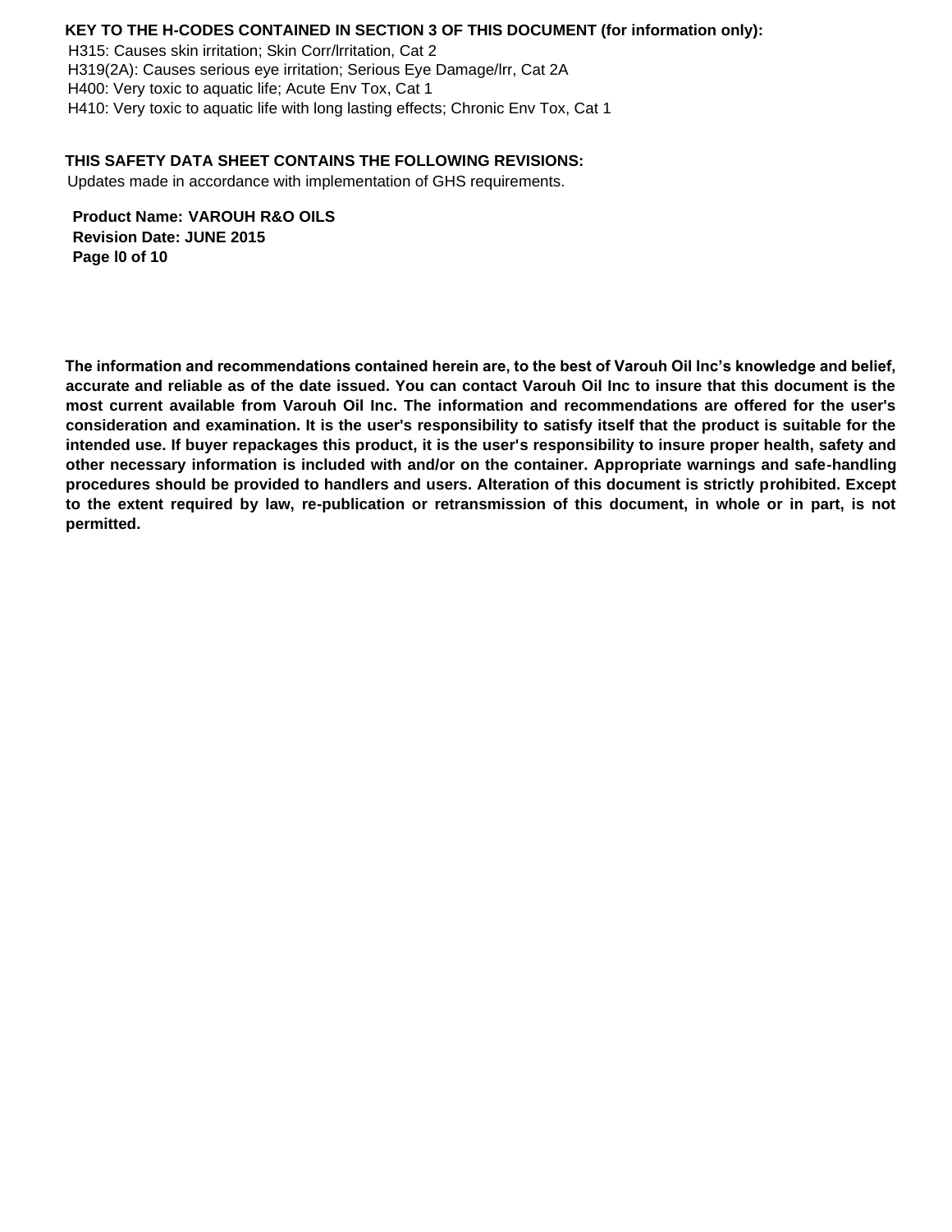**KEY TO THE H-CODES CONTAINED IN SECTION 3 OF THIS DOCUMENT (for information only):**

H315: Causes skin irritation; Skin Corr/Irritation, Cat 2
H319(2A): Causes serious eye irritation; Serious Eye Damage/Irr, Cat 2A
H400: Very toxic to aquatic life; Acute Env Tox, Cat 1
H410: Very toxic to aquatic life with long lasting effects; Chronic Env Tox, Cat 1

**THIS SAFETY DATA SHEET CONTAINS THE FOLLOWING REVISIONS:**

Updates made in accordance with implementation of GHS requirements.

**Product Name: VAROUH R&O OILS**
**Revision Date: JUNE 2015**

**The information and recommendations contained herein are, to the best of Varouh Oil Inc's knowledge and belief, accurate and reliable as of the date issued. You can contact Varouh Oil Inc to insure that this document is the most current available from Varouh Oil Inc. The information and recommendations are offered for the user's consideration and examination. It is the user's responsibility to satisfy itself that the product is suitable for the intended use. If buyer repackages this product, it is the user's responsibility to insure proper health, safety and other necessary information is included with and/or on the container. Appropriate warnings and safe-handling procedures should be provided to handlers and users. Alteration of this document is strictly prohibited. Except to the extent required by law, re-publication or retransmission of this document, in whole or in part, is not permitted.**